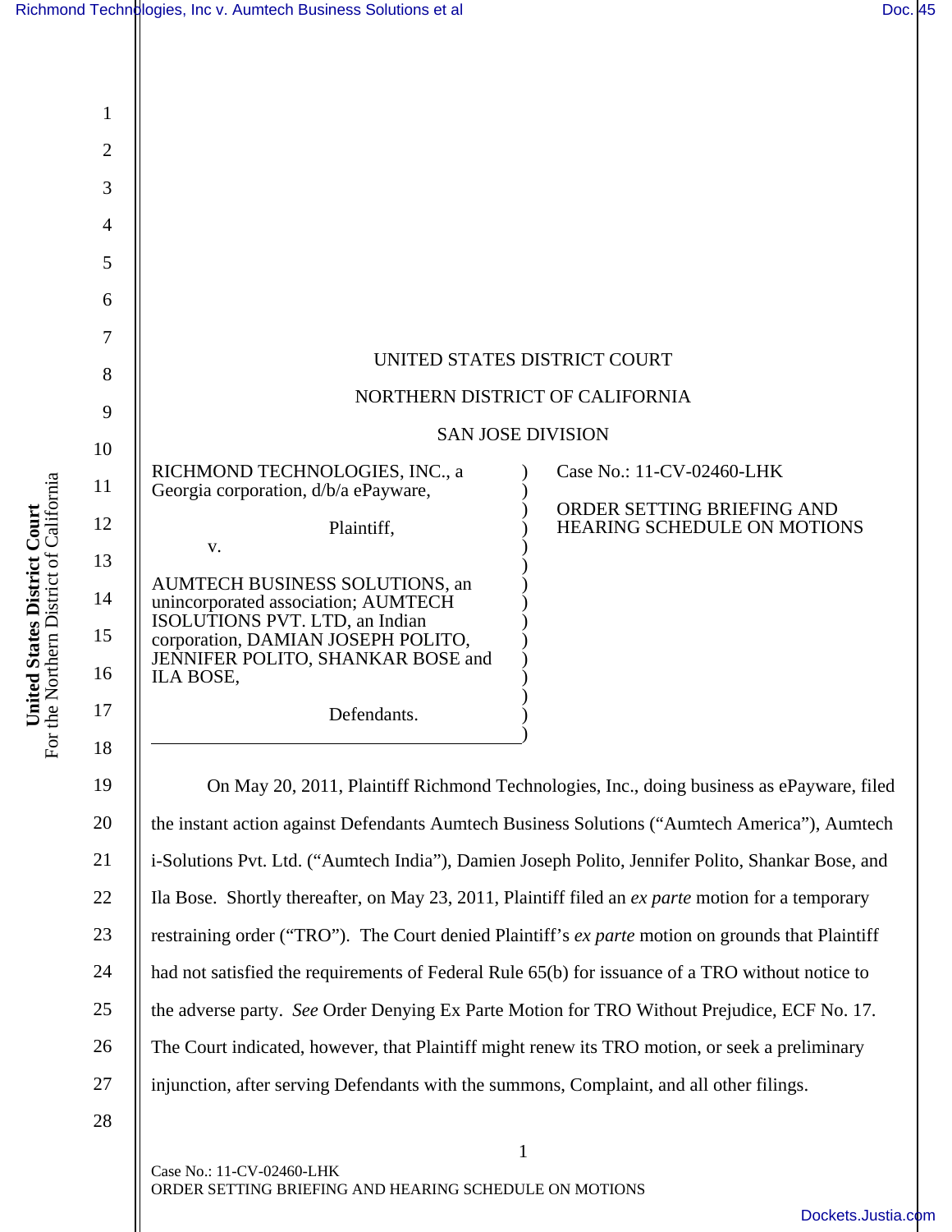UNITED STATES DISTRICT COURT

NORTHERN DISTRICT OF CALIFORNIA

SAN JOSE DIVISION

| | |
|---|---|
| RICHMOND TECHNOLOGIES, INC., a Georgia corporation, d/b/a ePayware,<br><br>Plaintiff,<br><br>v.<br><br>AUMTECH BUSINESS SOLUTIONS, an unincorporated association; AUMTECH ISOLUTIONS PVT. LTD, an Indian corporation, DAMIAN JOSEPH POLITO, JENNIFER POLITO, SHANKAR BOSE and ILA BOSE,<br><br>Defendants. | Case No.: 11-CV-02460-LHK<br><br>ORDER SETTING BRIEFING AND HEARING SCHEDULE ON MOTIONS |

On May 20, 2011, Plaintiff Richmond Technologies, Inc., doing business as ePayware, filed the instant action against Defendants Aumtech Business Solutions ("Aumtech America"), Aumtech i-Solutions Pvt. Ltd. ("Aumtech India"), Damien Joseph Polito, Jennifer Polito, Shankar Bose, and Ila Bose. Shortly thereafter, on May 23, 2011, Plaintiff filed an *ex parte* motion for a temporary restraining order ("TRO"). The Court denied Plaintiff's *ex parte* motion on grounds that Plaintiff had not satisfied the requirements of Federal Rule 65(b) for issuance of a TRO without notice to the adverse party. *See* Order Denying Ex Parte Motion for TRO Without Prejudice, ECF No. 17. The Court indicated, however, that Plaintiff might renew its TRO motion, or seek a preliminary injunction, after serving Defendants with the summons, Complaint, and all other filings.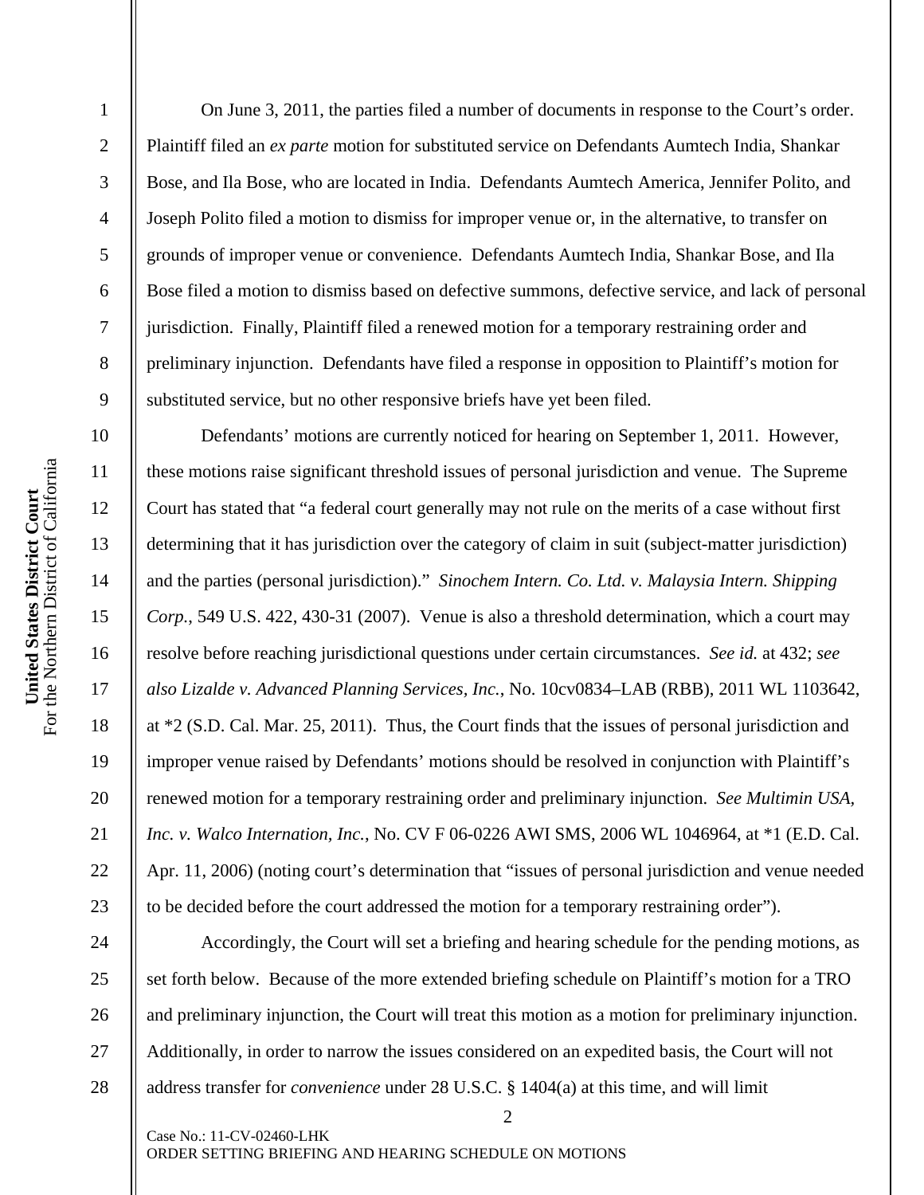On June 3, 2011, the parties filed a number of documents in response to the Court's order. Plaintiff filed an *ex parte* motion for substituted service on Defendants Aumtech India, Shankar Bose, and Ila Bose, who are located in India. Defendants Aumtech America, Jennifer Polito, and Joseph Polito filed a motion to dismiss for improper venue or, in the alternative, to transfer on grounds of improper venue or convenience. Defendants Aumtech India, Shankar Bose, and Ila Bose filed a motion to dismiss based on defective summons, defective service, and lack of personal jurisdiction. Finally, Plaintiff filed a renewed motion for a temporary restraining order and preliminary injunction. Defendants have filed a response in opposition to Plaintiff's motion for substituted service, but no other responsive briefs have yet been filed.

Defendants' motions are currently noticed for hearing on September 1, 2011. However, these motions raise significant threshold issues of personal jurisdiction and venue. The Supreme Court has stated that "a federal court generally may not rule on the merits of a case without first determining that it has jurisdiction over the category of claim in suit (subject-matter jurisdiction) and the parties (personal jurisdiction)." *Sinochem Intern. Co. Ltd. v. Malaysia Intern. Shipping Corp.*, 549 U.S. 422, 430-31 (2007). Venue is also a threshold determination, which a court may resolve before reaching jurisdictional questions under certain circumstances. *See id.* at 432; *see also Lizalde v. Advanced Planning Services, Inc.*, No. 10cv0834–LAB (RBB), 2011 WL 1103642, at *2 (S.D. Cal. Mar. 25, 2011). Thus, the Court finds that the issues of personal jurisdiction and improper venue raised by Defendants' motions should be resolved in conjunction with Plaintiff's renewed motion for a temporary restraining order and preliminary injunction. *See Multimin USA, Inc. v. Walco Internation, Inc.*, No. CV F 06-0226 AWI SMS, 2006 WL 1046964, at *1 (E.D. Cal. Apr. 11, 2006) (noting court's determination that "issues of personal jurisdiction and venue needed to be decided before the court addressed the motion for a temporary restraining order").

Accordingly, the Court will set a briefing and hearing schedule for the pending motions, as set forth below. Because of the more extended briefing schedule on Plaintiff's motion for a TRO and preliminary injunction, the Court will treat this motion as a motion for preliminary injunction. Additionally, in order to narrow the issues considered on an expedited basis, the Court will not address transfer for *convenience* under 28 U.S.C. § 1404(a) at this time, and will limit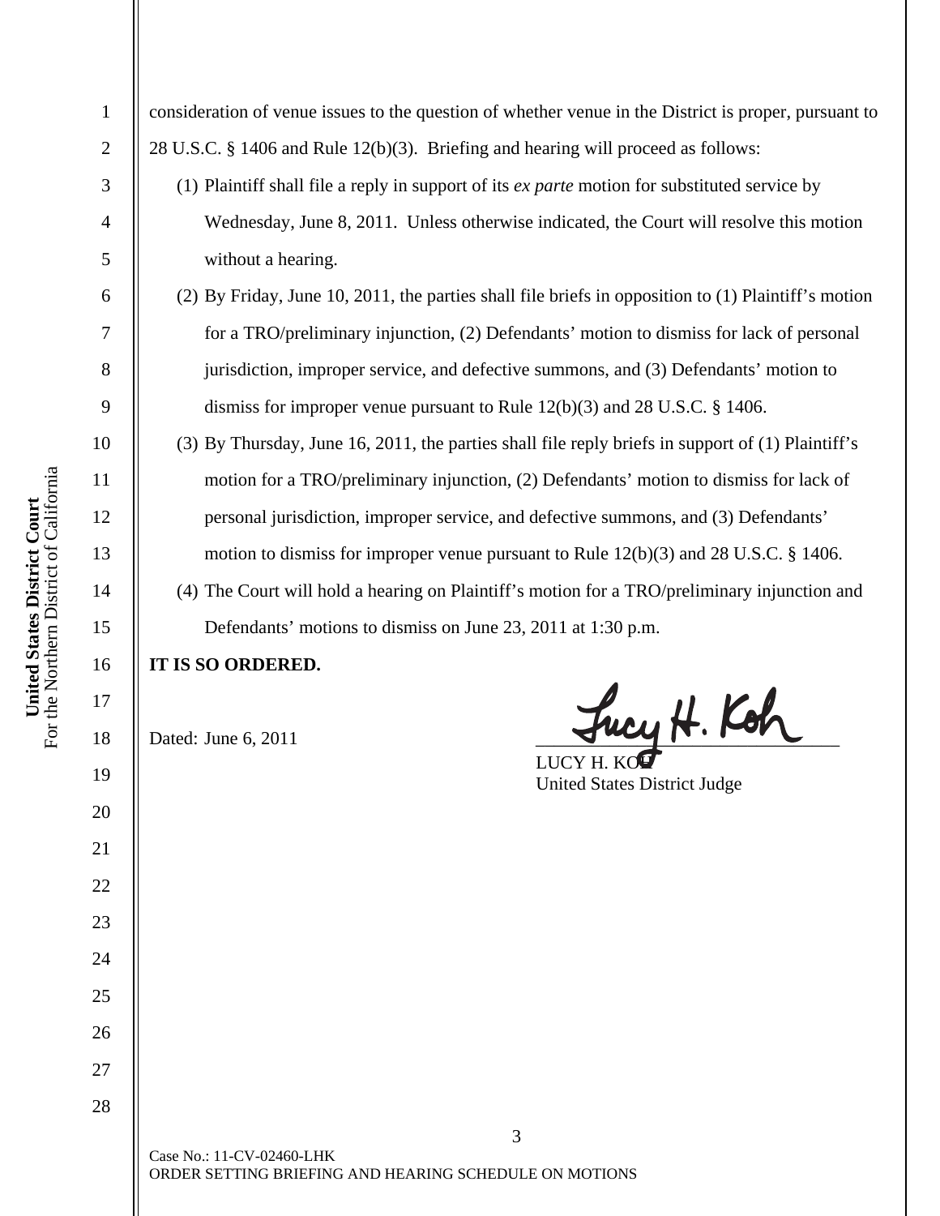consideration of venue issues to the question of whether venue in the District is proper, pursuant to 28 U.S.C. § 1406 and Rule 12(b)(3). Briefing and hearing will proceed as follows:

(1) Plaintiff shall file a reply in support of its *ex parte* motion for substituted service by Wednesday, June 8, 2011. Unless otherwise indicated, the Court will resolve this motion without a hearing.

(2) By Friday, June 10, 2011, the parties shall file briefs in opposition to (1) Plaintiff's motion for a TRO/preliminary injunction, (2) Defendants' motion to dismiss for lack of personal jurisdiction, improper service, and defective summons, and (3) Defendants' motion to dismiss for improper venue pursuant to Rule 12(b)(3) and 28 U.S.C. § 1406.

(3) By Thursday, June 16, 2011, the parties shall file reply briefs in support of (1) Plaintiff's motion for a TRO/preliminary injunction, (2) Defendants' motion to dismiss for lack of personal jurisdiction, improper service, and defective summons, and (3) Defendants' motion to dismiss for improper venue pursuant to Rule 12(b)(3) and 28 U.S.C. § 1406.

(4) The Court will hold a hearing on Plaintiff's motion for a TRO/preliminary injunction and Defendants' motions to dismiss on June 23, 2011 at 1:30 p.m.

**IT IS SO ORDERED.**

Dated: June 6, 2011

Lucy H. Koh
LUCY H. KOH
United States District Judge

Case No.: 11-CV-02460-LHK
ORDER SETTING BRIEFING AND HEARING SCHEDULE ON MOTIONS